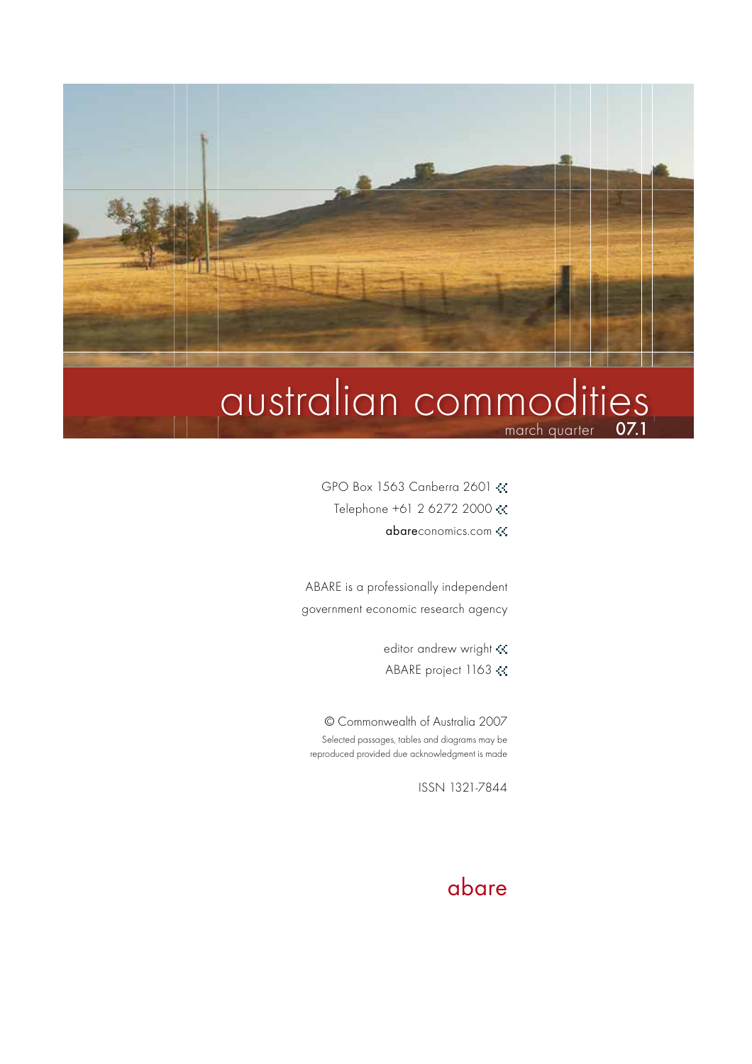# australian commodities

march quarter **07.1**

GPO Box 1563 Canberra 2601

Telephone +61 2 6272 2000

**abare**conomics.com

ABARE is a professionally independent government economic research agency

editor andrew wright

ABARE project 1163

© Commonwealth of Australia 2007

Selected passages, tables and diagrams may be reproduced provided due acknowledgment is made

ISSN 1321-7844

abare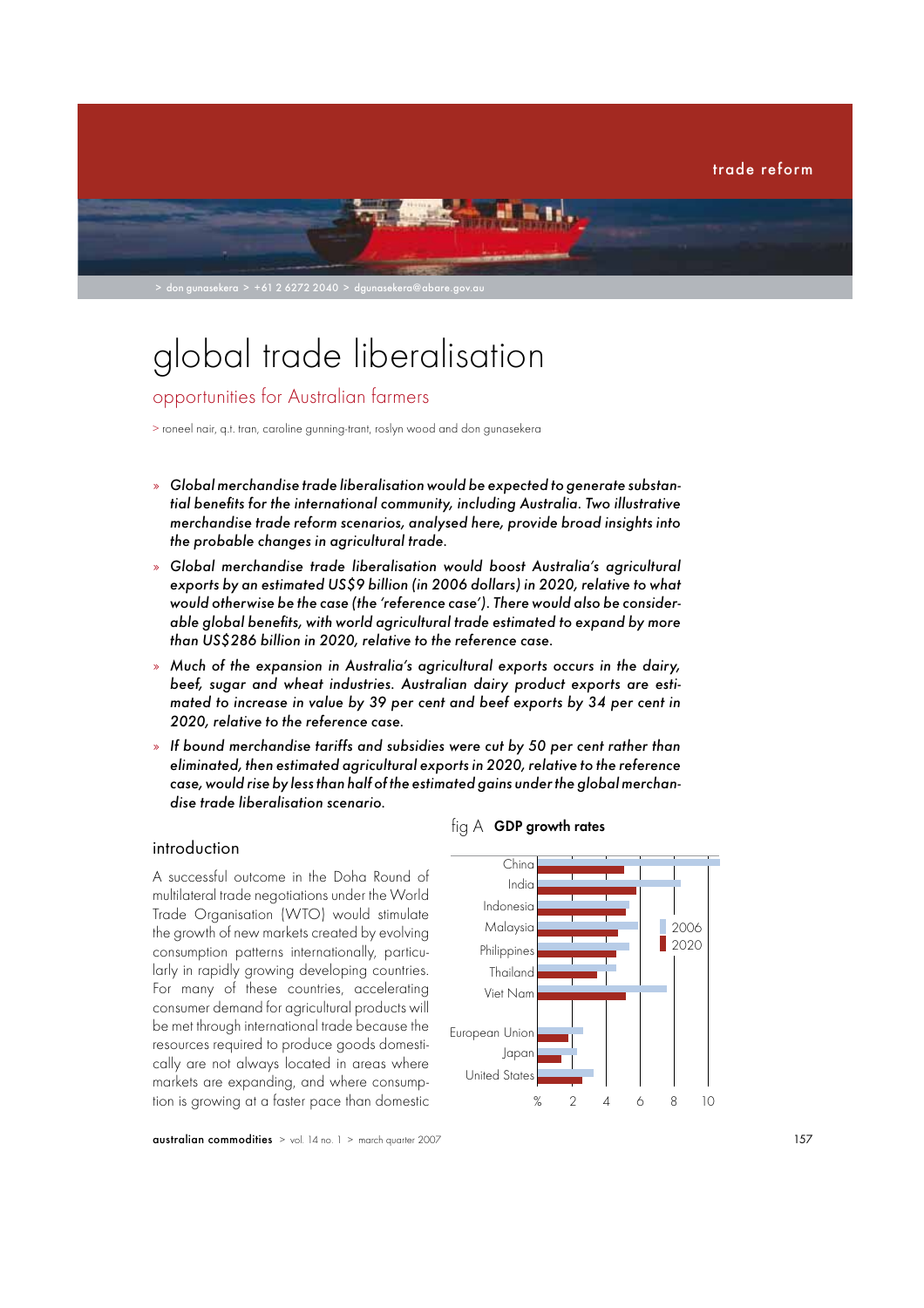trade reform

> don gunasekera > +61 2 6272 2040 > dgunasekera@abare.gov.au

# global trade liberalisation

## opportunities for Australian farmers

> roneel nair, q.t. tran, caroline gunning-trant, roslyn wood and don gunasekera

- *Global merchandise trade liberalisation would be expected to generate substantial benefits for the international community, including Australia. Two illustrative merchandise trade reform scenarios, analysed here, provide broad insights into the probable changes in agricultural trade.*
- *Global merchandise trade liberalisation would boost Australia's agricultural exports by an estimated US$9 billion (in 2006 dollars) in 2020, relative to what would otherwise be the case (the 'reference case'). There would also be considerable global benefits, with world agricultural trade estimated to expand by more than US$286 billion in 2020, relative to the reference case.*
- *Much of the expansion in Australia's agricultural exports occurs in the dairy, beef, sugar and wheat industries. Australian dairy product exports are estimated to increase in value by 39 per cent and beef exports by 34 per cent in 2020, relative to the reference case.*
- *If bound merchandise tariffs and subsidies were cut by 50 per cent rather than eliminated, then estimated agricultural exports in 2020, relative to the reference case, would rise by less than half of the estimated gains under the global merchandise trade liberalisation scenario.*

### introduction

A successful outcome in the Doha Round of multilateral trade negotiations under the World Trade Organisation (WTO) would stimulate the growth of new markets created by evolving consumption patterns internationally, particularly in rapidly growing developing countries. For many of these countries, accelerating consumer demand for agricultural products will be met through international trade because the resources required to produce goods domestically are not always located in areas where markets are expanding, and where consumption is growing at a faster pace than domestic

fig A **GDP growth rates**

| | 2006 (%) | 2020 (%) |
|---|---|---|
| China | 10.7 | 5.1 |
| India | 8.4 | 5.8 |
| Indonesia | 5.4 | 5.2 |
| Malaysia | 5.9 | 4.7 |
| Philippines | 5.4 | 4.6 |
| Thailand | 4.6 | 3.5 |
| Viet Nam | 7.6 | 5.2 |
| European Union | 2.7 | 1.8 |
| Japan | 2.3 | 1.4 |
| United States | 3.3 | 2.6 |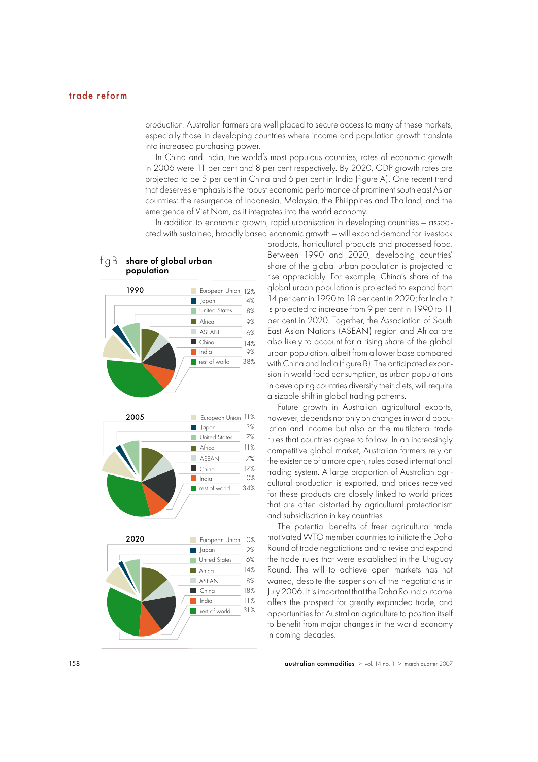production. Australian farmers are well placed to secure access to many of these markets, especially those in developing countries where income and population growth translate into increased purchasing power.

In China and India, the world's most populous countries, rates of economic growth in 2006 were 11 per cent and 8 per cent respectively. By 2020, GDP growth rates are projected to be 5 per cent in China and 6 per cent in India (figure A). One recent trend that deserves emphasis is the robust economic performance of prominent south east Asian countries: the resurgence of Indonesia, Malaysia, the Philippines and Thailand, and the emergence of Viet Nam, as it integrates into the world economy.

In addition to economic growth, rapid urbanisation in developing countries – associated with sustained, broadly based economic growth – will expand demand for livestock products, horticultural products and processed food. Between 1990 and 2020, developing countries' share of the global urban population is projected to rise appreciably. For example, China's share of the global urban population is projected to expand from 14 per cent in 1990 to 18 per cent in 2020; for India it is projected to increase from 9 per cent in 1990 to 11 per cent in 2020. Together, the Association of South East Asian Nations (ASEAN) region and Africa are also likely to account for a rising share of the global urban population, albeit from a lower base compared with China and India (figure B). The anticipated expansion in world food consumption, as urban populations in developing countries diversify their diets, will require a sizable shift in global trading patterns.

Future growth in Australian agricultural exports, however, depends not only on changes in world population and income but also on the multilateral trade rules that countries agree to follow. In an increasingly competitive global market, Australian farmers rely on the existence of a more open, rules based international trading system. A large proportion of Australian agricultural production is exported, and prices received for these products are closely linked to world prices that are often distorted by agricultural protectionism and subsidisation in key countries.

The potential benefits of freer agricultural trade motivated WTO member countries to initiate the Doha Round of trade negotiations and to revise and expand the trade rules that were established in the Uruguay Round. The will to achieve open markets has not waned, despite the suspension of the negotiations in July 2006. It is important that the Doha Round outcome offers the prospect for greatly expanded trade, and opportunities for Australian agriculture to position itself to benefit from major changes in the world economy in coming decades.

**fig B share of global urban population**

| Region | 1990 | 2005 | 2020 |
|---|---|---|---|
| European Union | 12% | 11% | 10% |
| Japan | 4% | 3% | 2% |
| United States | 8% | 7% | 6% |
| Africa | 9% | 11% | 14% |
| ASEAN | 6% | 7% | 8% |
| China | 14% | 17% | 18% |
| India | 9% | 10% | 11% |
| rest of world | 38% | 34% | 31% |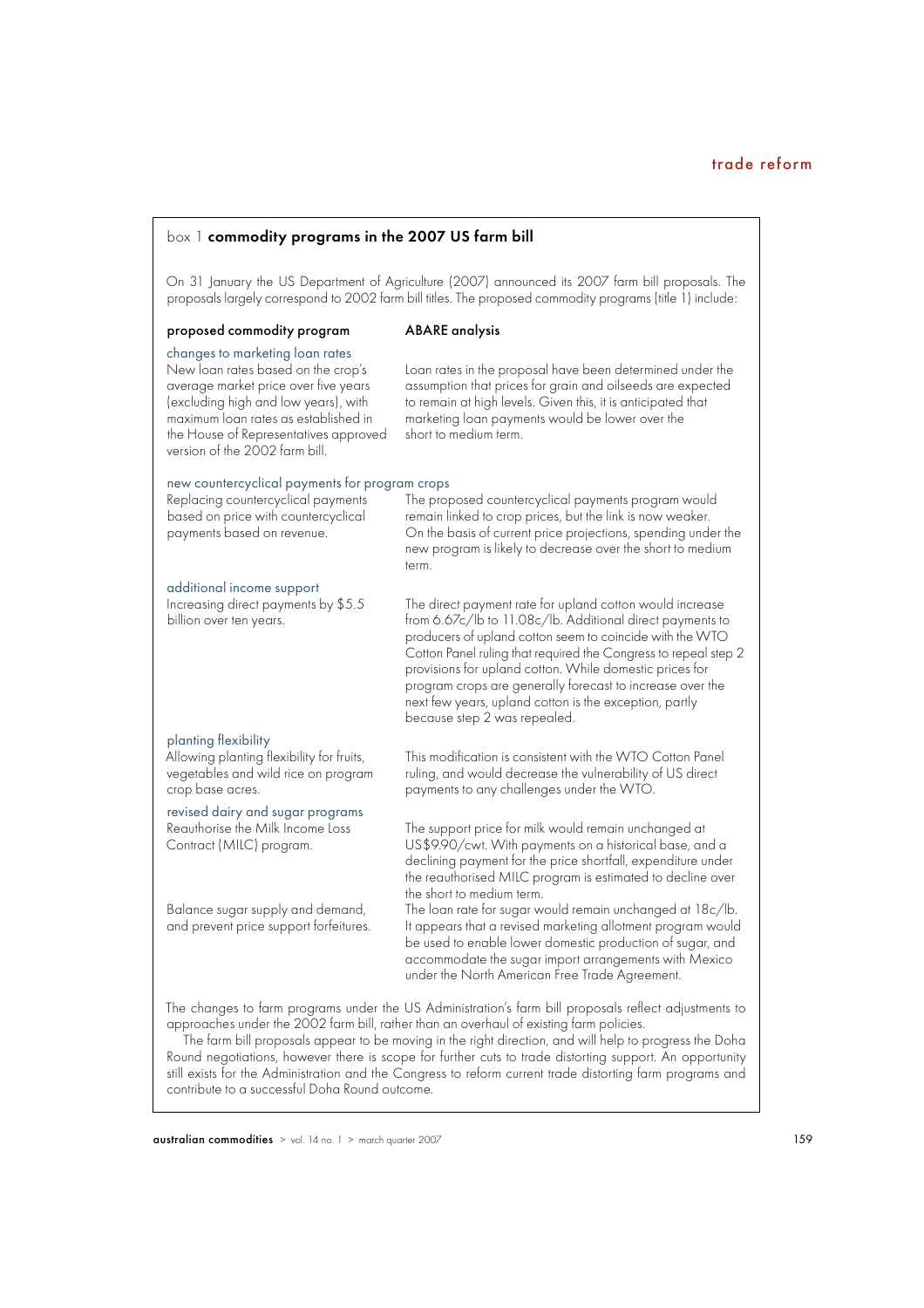## box 1 **commodity programs in the 2007 US farm bill**

On 31 January the US Department of Agriculture (2007) announced its 2007 farm bill proposals. The proposals largely correspond to 2002 farm bill titles. The proposed commodity programs (title 1) include:

| proposed commodity program | ABARE analysis |
| --- | --- |
| **changes to marketing loan rates**<br>New loan rates based on the crop's average market price over five years (excluding high and low years), with maximum loan rates as established in the House of Representatives approved version of the 2002 farm bill. | Loan rates in the proposal have been determined under the assumption that prices for grain and oilseeds are expected to remain at high levels. Given this, it is anticipated that marketing loan payments would be lower over the short to medium term. |
| **new countercyclical payments for program crops**<br>Replacing countercyclical payments based on price with countercyclical payments based on revenue. | The proposed countercyclical payments program would remain linked to crop prices, but the link is now weaker. On the basis of current price projections, spending under the new program is likely to decrease over the short to medium term. |
| **additional income support**<br>Increasing direct payments by $5.5 billion over ten years. | The direct payment rate for upland cotton would increase from 6.67c/lb to 11.08c/lb. Additional direct payments to producers of upland cotton seem to coincide with the WTO Cotton Panel ruling that required the Congress to repeal step 2 provisions for upland cotton. While domestic prices for program crops are generally forecast to increase over the next few years, upland cotton is the exception, partly because step 2 was repealed. |
| **planting flexibility**<br>Allowing planting flexibility for fruits, vegetables and wild rice on program crop base acres. | This modification is consistent with the WTO Cotton Panel ruling, and would decrease the vulnerability of US direct payments to any challenges under the WTO. |
| **revised dairy and sugar programs**<br>Reauthorise the Milk Income Loss Contract (MILC) program. | The support price for milk would remain unchanged at US$9.90/cwt. With payments on a historical base, and a declining payment for the price shortfall, expenditure under the reauthorised MILC program is estimated to decline over the short to medium term. |
| Balance sugar supply and demand, and prevent price support forfeitures. | The loan rate for sugar would remain unchanged at 18c/lb. It appears that a revised marketing allotment program would be used to enable lower domestic production of sugar, and accommodate the sugar import arrangements with Mexico under the North American Free Trade Agreement. |

The changes to farm programs under the US Administration's farm bill proposals reflect adjustments to approaches under the 2002 farm bill, rather than an overhaul of existing farm policies.

The farm bill proposals appear to be moving in the right direction, and will help to progress the Doha Round negotiations, however there is scope for further cuts to trade distorting support. An opportunity still exists for the Administration and the Congress to reform current trade distorting farm programs and contribute to a successful Doha Round outcome.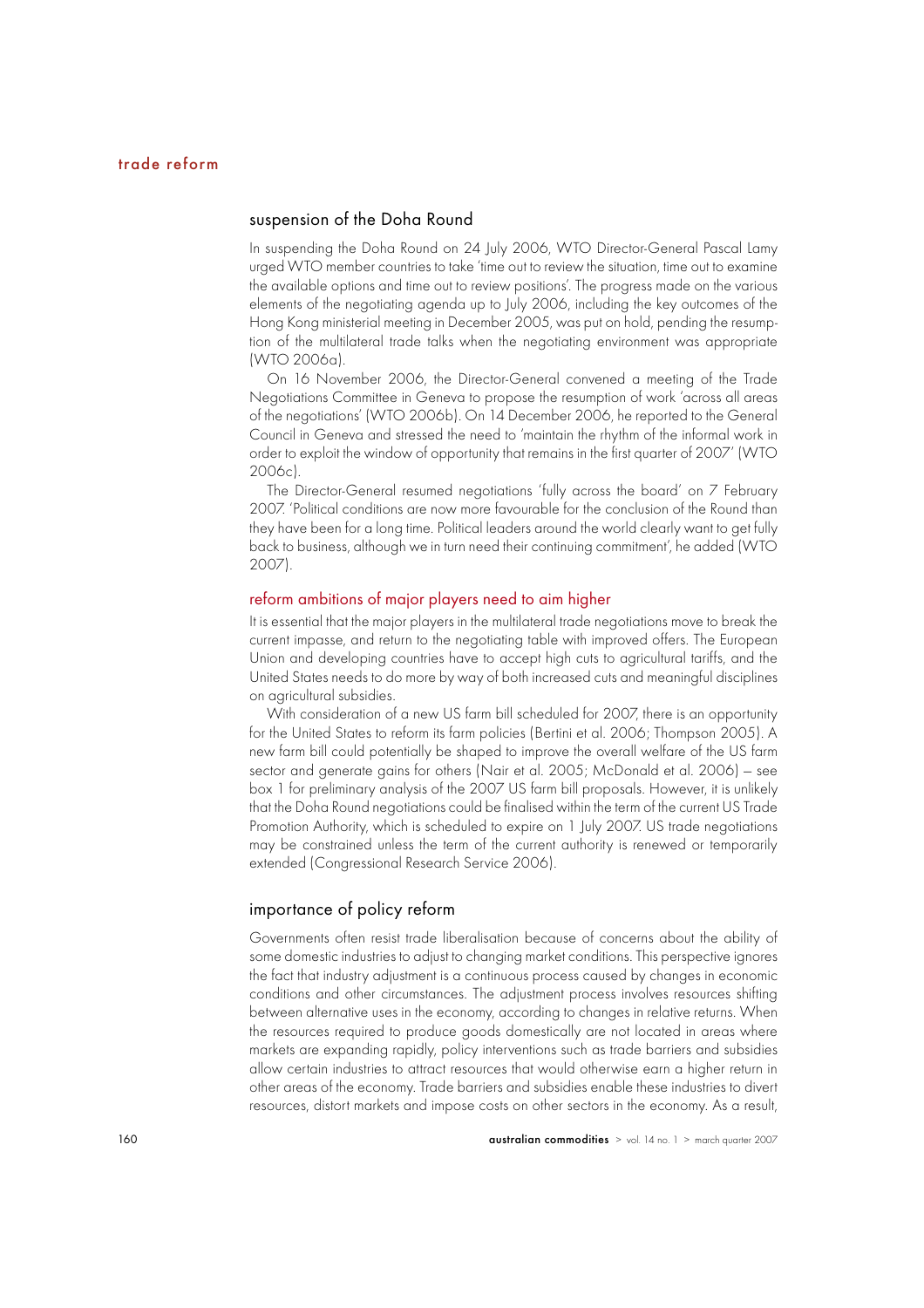## suspension of the Doha Round

In suspending the Doha Round on 24 July 2006, WTO Director-General Pascal Lamy urged WTO member countries to take 'time out to review the situation, time out to examine the available options and time out to review positions'. The progress made on the various elements of the negotiating agenda up to July 2006, including the key outcomes of the Hong Kong ministerial meeting in December 2005, was put on hold, pending the resumption of the multilateral trade talks when the negotiating environment was appropriate (WTO 2006a).

On 16 November 2006, the Director-General convened a meeting of the Trade Negotiations Committee in Geneva to propose the resumption of work 'across all areas of the negotiations' (WTO 2006b). On 14 December 2006, he reported to the General Council in Geneva and stressed the need to 'maintain the rhythm of the informal work in order to exploit the window of opportunity that remains in the first quarter of 2007' (WTO 2006c).

The Director-General resumed negotiations 'fully across the board' on 7 February 2007. 'Political conditions are now more favourable for the conclusion of the Round than they have been for a long time. Political leaders around the world clearly want to get fully back to business, although we in turn need their continuing commitment', he added (WTO 2007).

### reform ambitions of major players need to aim higher

It is essential that the major players in the multilateral trade negotiations move to break the current impasse, and return to the negotiating table with improved offers. The European Union and developing countries have to accept high cuts to agricultural tariffs, and the United States needs to do more by way of both increased cuts and meaningful disciplines on agricultural subsidies.

With consideration of a new US farm bill scheduled for 2007, there is an opportunity for the United States to reform its farm policies (Bertini et al. 2006; Thompson 2005). A new farm bill could potentially be shaped to improve the overall welfare of the US farm sector and generate gains for others (Nair et al. 2005; McDonald et al. 2006) – see box 1 for preliminary analysis of the 2007 US farm bill proposals. However, it is unlikely that the Doha Round negotiations could be finalised within the term of the current US Trade Promotion Authority, which is scheduled to expire on 1 July 2007. US trade negotiations may be constrained unless the term of the current authority is renewed or temporarily extended (Congressional Research Service 2006).

## importance of policy reform

Governments often resist trade liberalisation because of concerns about the ability of some domestic industries to adjust to changing market conditions. This perspective ignores the fact that industry adjustment is a continuous process caused by changes in economic conditions and other circumstances. The adjustment process involves resources shifting between alternative uses in the economy, according to changes in relative returns. When the resources required to produce goods domestically are not located in areas where markets are expanding rapidly, policy interventions such as trade barriers and subsidies allow certain industries to attract resources that would otherwise earn a higher return in other areas of the economy. Trade barriers and subsidies enable these industries to divert resources, distort markets and impose costs on other sectors in the economy. As a result,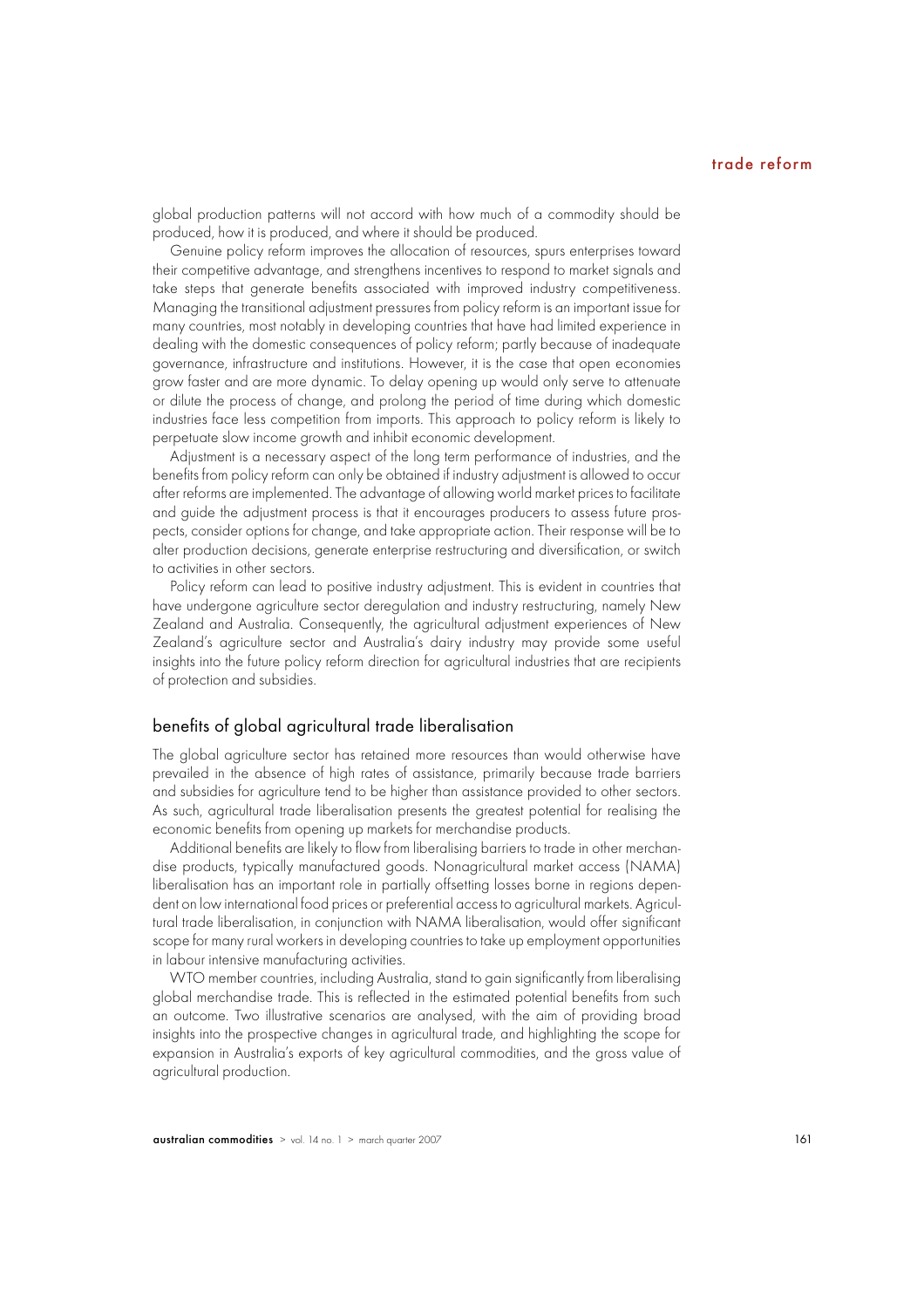global production patterns will not accord with how much of a commodity should be produced, how it is produced, and where it should be produced.

Genuine policy reform improves the allocation of resources, spurs enterprises toward their competitive advantage, and strengthens incentives to respond to market signals and take steps that generate benefits associated with improved industry competitiveness. Managing the transitional adjustment pressures from policy reform is an important issue for many countries, most notably in developing countries that have had limited experience in dealing with the domestic consequences of policy reform; partly because of inadequate governance, infrastructure and institutions. However, it is the case that open economies grow faster and are more dynamic. To delay opening up would only serve to attenuate or dilute the process of change, and prolong the period of time during which domestic industries face less competition from imports. This approach to policy reform is likely to perpetuate slow income growth and inhibit economic development.

Adjustment is a necessary aspect of the long term performance of industries, and the benefits from policy reform can only be obtained if industry adjustment is allowed to occur after reforms are implemented. The advantage of allowing world market prices to facilitate and guide the adjustment process is that it encourages producers to assess future prospects, consider options for change, and take appropriate action. Their response will be to alter production decisions, generate enterprise restructuring and diversification, or switch to activities in other sectors.

Policy reform can lead to positive industry adjustment. This is evident in countries that have undergone agriculture sector deregulation and industry restructuring, namely New Zealand and Australia. Consequently, the agricultural adjustment experiences of New Zealand's agriculture sector and Australia's dairy industry may provide some useful insights into the future policy reform direction for agricultural industries that are recipients of protection and subsidies.

## benefits of global agricultural trade liberalisation

The global agriculture sector has retained more resources than would otherwise have prevailed in the absence of high rates of assistance, primarily because trade barriers and subsidies for agriculture tend to be higher than assistance provided to other sectors. As such, agricultural trade liberalisation presents the greatest potential for realising the economic benefits from opening up markets for merchandise products.

Additional benefits are likely to flow from liberalising barriers to trade in other merchandise products, typically manufactured goods. Nonagricultural market access (NAMA) liberalisation has an important role in partially offsetting losses borne in regions dependent on low international food prices or preferential access to agricultural markets. Agricultural trade liberalisation, in conjunction with NAMA liberalisation, would offer significant scope for many rural workers in developing countries to take up employment opportunities in labour intensive manufacturing activities.

WTO member countries, including Australia, stand to gain significantly from liberalising global merchandise trade. This is reflected in the estimated potential benefits from such an outcome. Two illustrative scenarios are analysed, with the aim of providing broad insights into the prospective changes in agricultural trade, and highlighting the scope for expansion in Australia's exports of key agricultural commodities, and the gross value of agricultural production.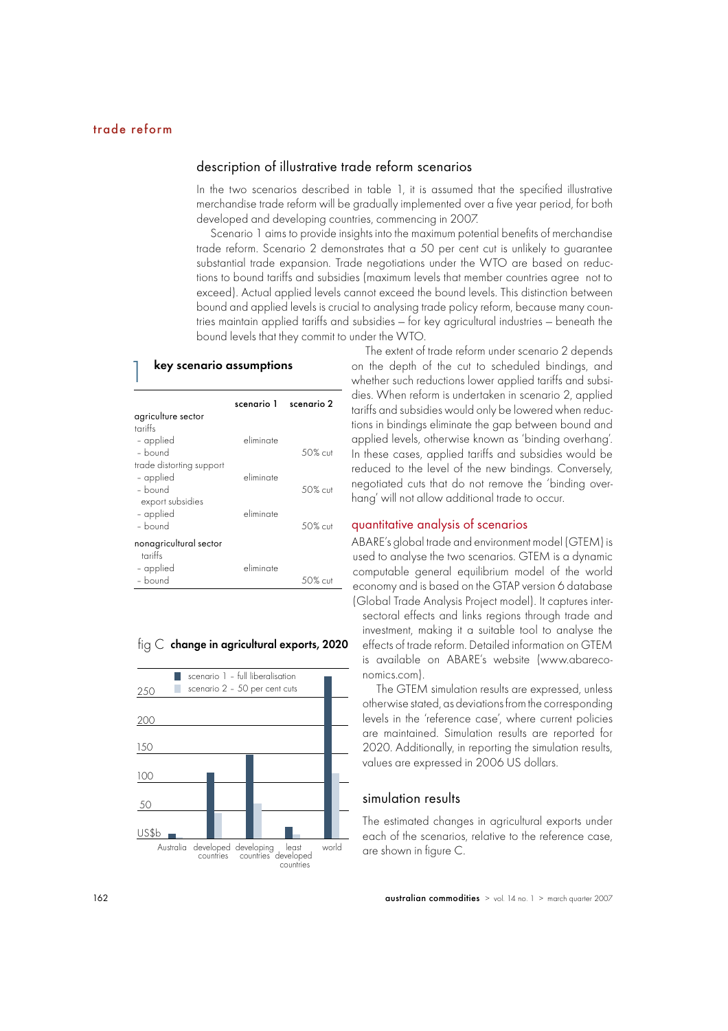## trade reform

### description of illustrative trade reform scenarios

In the two scenarios described in table 1, it is assumed that the specified illustrative merchandise trade reform will be gradually implemented over a five year period, for both developed and developing countries, commencing in 2007.

Scenario 1 aims to provide insights into the maximum potential benefits of merchandise trade reform. Scenario 2 demonstrates that a 50 per cent cut is unlikely to guarantee substantial trade expansion. Trade negotiations under the WTO are based on reductions to bound tariffs and subsidies (maximum levels that member countries agree not to exceed). Actual applied levels cannot exceed the bound levels. This distinction between bound and applied levels is crucial to analysing trade policy reform, because many countries maintain applied tariffs and subsidies – for key agricultural industries – beneath the bound levels that they commit to under the WTO.

**1 key scenario assumptions**

| | scenario 1 | scenario 2 |
|---|---|---|
| agriculture sector | | |
| tariffs | | |
| – applied | eliminate | |
| – bound | | 50% cut |
| trade distorting support | | |
| – applied | eliminate | |
| – bound | | 50% cut |
| export subsidies | | |
| – applied | eliminate | |
| – bound | | 50% cut |
| nonagricultural sector | | |
| tariffs | | |
| – applied | eliminate | |
| – bound | | 50% cut |

The extent of trade reform under scenario 2 depends on the depth of the cut to scheduled bindings, and whether such reductions lower applied tariffs and subsidies. When reform is undertaken in scenario 2, applied tariffs and subsidies would only be lowered when reductions in bindings eliminate the gap between bound and applied levels, otherwise known as 'binding overhang'. In these cases, applied tariffs and subsidies would be reduced to the level of the new bindings. Conversely, negotiated cuts that do not remove the 'binding overhang' will not allow additional trade to occur.

### quantitative analysis of scenarios

ABARE's global trade and environment model (GTEM) is used to analyse the two scenarios. GTEM is a dynamic computable general equilibrium model of the world economy and is based on the GTAP version 6 database (Global Trade Analysis Project model). It captures intersectoral effects and links regions through trade and investment, making it a suitable tool to analyse the effects of trade reform. Detailed information on GTEM is available on ABARE's website (www.abareconomics.com).

The GTEM simulation results are expressed, unless otherwise stated, as deviations from the corresponding levels in the 'reference case', where current policies are maintained. Simulation results are reported for 2020. Additionally, in reporting the simulation results, values are expressed in 2006 US dollars.

fig C **change in agricultural exports, 2020**

(Bar chart, US$b: scenario 1 – full liberalisation; scenario 2 – 50 per cent cuts; categories: Australia, developed countries, developing countries, least developed countries, world)

### simulation results

The estimated changes in agricultural exports under each of the scenarios, relative to the reference case, are shown in figure C.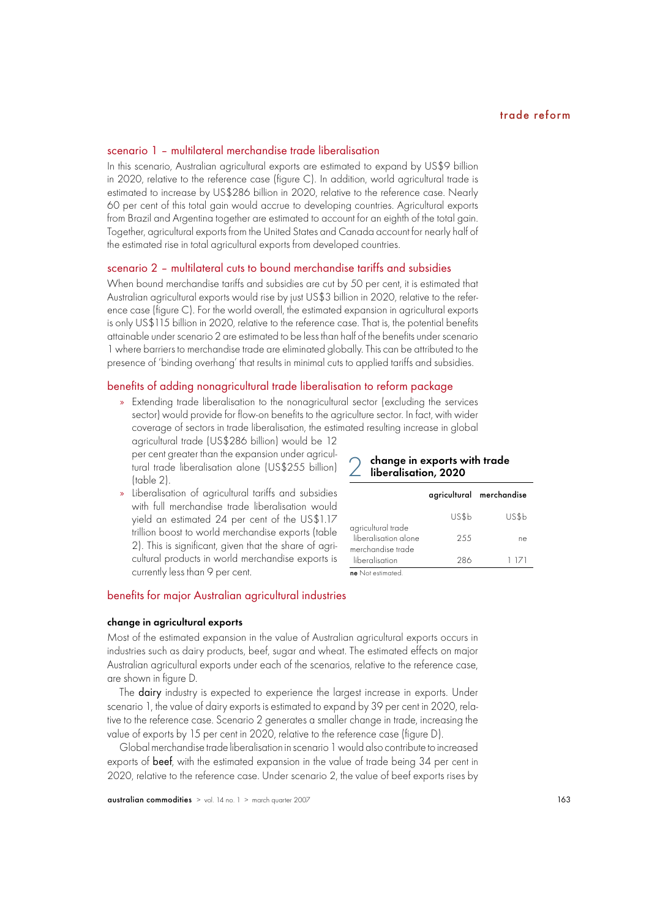### scenario 1 – multilateral merchandise trade liberalisation

In this scenario, Australian agricultural exports are estimated to expand by US$9 billion in 2020, relative to the reference case (figure C). In addition, world agricultural trade is estimated to increase by US$286 billion in 2020, relative to the reference case. Nearly 60 per cent of this total gain would accrue to developing countries. Agricultural exports from Brazil and Argentina together are estimated to account for an eighth of the total gain. Together, agricultural exports from the United States and Canada account for nearly half of the estimated rise in total agricultural exports from developed countries.

### scenario 2 – multilateral cuts to bound merchandise tariffs and subsidies

When bound merchandise tariffs and subsidies are cut by 50 per cent, it is estimated that Australian agricultural exports would rise by just US$3 billion in 2020, relative to the reference case (figure C). For the world overall, the estimated expansion in agricultural exports is only US$115 billion in 2020, relative to the reference case. That is, the potential benefits attainable under scenario 2 are estimated to be less than half of the benefits under scenario 1 where barriers to merchandise trade are eliminated globally. This can be attributed to the presence of 'binding overhang' that results in minimal cuts to applied tariffs and subsidies.

### benefits of adding nonagricultural trade liberalisation to reform package

- Extending trade liberalisation to the nonagricultural sector (excluding the services sector) would provide for flow-on benefits to the agriculture sector. In fact, with wider coverage of sectors in trade liberalisation, the estimated resulting increase in global agricultural trade (US$286 billion) would be 12 per cent greater than the expansion under agricultural trade liberalisation alone (US$255 billion) (table 2).
- Liberalisation of agricultural tariffs and subsidies with full merchandise trade liberalisation would yield an estimated 24 per cent of the US$1.17 trillion boost to world merchandise exports (table 2). This is significant, given that the share of agricultural products in world merchandise exports is currently less than 9 per cent.

**2 change in exports with trade liberalisation, 2020**

| | agricultural | merchandise |
|---|---|---|
| | US$b | US$b |
| agricultural trade liberalisation alone | 255 | ne |
| merchandise trade liberalisation | 286 | 1 171 |

**ne** Not estimated.

### benefits for major Australian agricultural industries

**change in agricultural exports**

Most of the estimated expansion in the value of Australian agricultural exports occurs in industries such as dairy products, beef, sugar and wheat. The estimated effects on major Australian agricultural exports under each of the scenarios, relative to the reference case, are shown in figure D.

The **dairy** industry is expected to experience the largest increase in exports. Under scenario 1, the value of dairy exports is estimated to expand by 39 per cent in 2020, relative to the reference case. Scenario 2 generates a smaller change in trade, increasing the value of exports by 15 per cent in 2020, relative to the reference case (figure D).

Global merchandise trade liberalisation in scenario 1 would also contribute to increased exports of **beef**, with the estimated expansion in the value of trade being 34 per cent in 2020, relative to the reference case. Under scenario 2, the value of beef exports rises by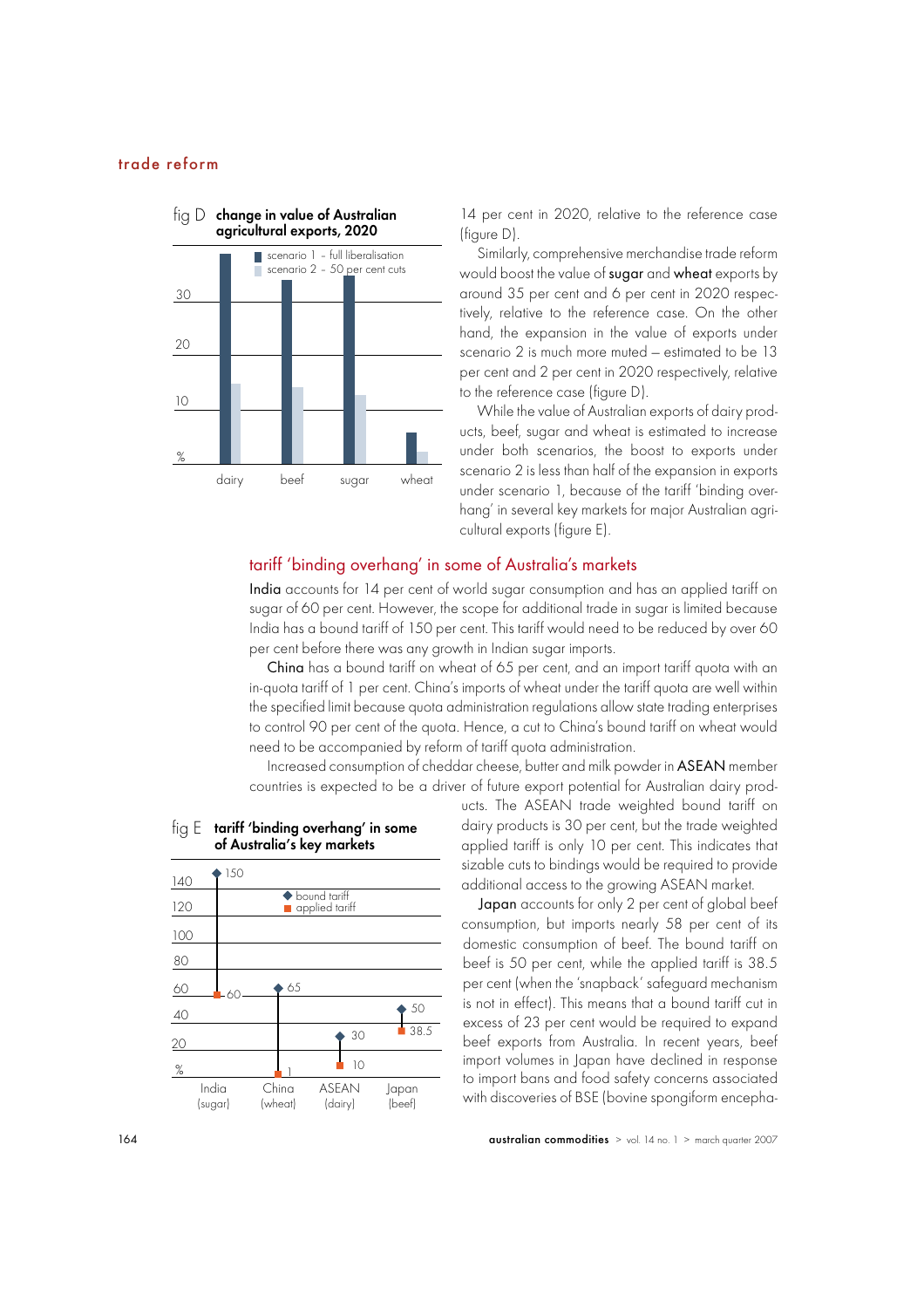fig D **change in value of Australian agricultural exports, 2020**

14 per cent in 2020, relative to the reference case (figure D).

Similarly, comprehensive merchandise trade reform would boost the value of **sugar** and **wheat** exports by around 35 per cent and 6 per cent in 2020 respectively, relative to the reference case. On the other hand, the expansion in the value of exports under scenario 2 is much more muted – estimated to be 13 per cent and 2 per cent in 2020 respectively, relative to the reference case (figure D).

While the value of Australian exports of dairy products, beef, sugar and wheat is estimated to increase under both scenarios, the boost to exports under scenario 2 is less than half of the expansion in exports under scenario 1, because of the tariff 'binding overhang' in several key markets for major Australian agricultural exports (figure E).

## tariff 'binding overhang' in some of Australia's markets

**India** accounts for 14 per cent of world sugar consumption and has an applied tariff on sugar of 60 per cent. However, the scope for additional trade in sugar is limited because India has a bound tariff of 150 per cent. This tariff would need to be reduced by over 60 per cent before there was any growth in Indian sugar imports.

**China** has a bound tariff on wheat of 65 per cent, and an import tariff quota with an in-quota tariff of 1 per cent. China's imports of wheat under the tariff quota are well within the specified limit because quota administration regulations allow state trading enterprises to control 90 per cent of the quota. Hence, a cut to China's bound tariff on wheat would need to be accompanied by reform of tariff quota administration.

Increased consumption of cheddar cheese, butter and milk powder in **ASEAN** member countries is expected to be a driver of future export potential for Australian dairy products. The ASEAN trade weighted bound tariff on dairy products is 30 per cent, but the trade weighted applied tariff is only 10 per cent. This indicates that sizable cuts to bindings would be required to provide additional access to the growing ASEAN market.

fig E **tariff 'binding overhang' in some of Australia's key markets**

| Market | bound tariff (%) | applied tariff (%) |
|---|---|---|
| India (sugar) | 150 | 60 |
| China (wheat) | 65 | 1 |
| ASEAN (dairy) | 30 | 10 |
| Japan (beef) | 50 | 38.5 |

**Japan** accounts for only 2 per cent of global beef consumption, but imports nearly 58 per cent of its domestic consumption of beef. The bound tariff on beef is 50 per cent, while the applied tariff is 38.5 per cent (when the 'snapback' safeguard mechanism is not in effect). This means that a bound tariff cut in excess of 23 per cent would be required to expand beef exports from Australia. In recent years, beef import volumes in Japan have declined in response to import bans and food safety concerns associated with discoveries of BSE (bovine spongiform encepha-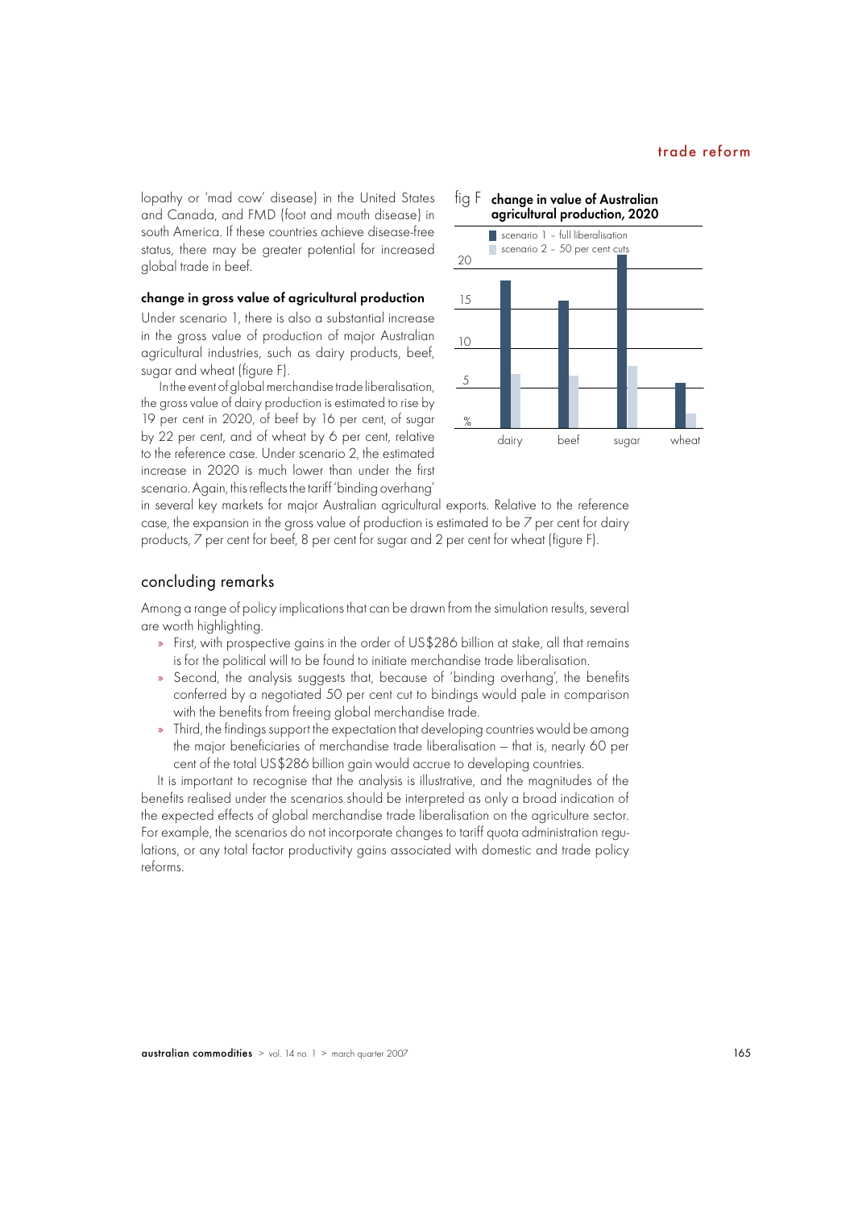lopathy or 'mad cow' disease) in the United States and Canada, and FMD (foot and mouth disease) in south America. If these countries achieve disease-free status, there may be greater potential for increased global trade in beef.

### change in gross value of agricultural production

Under scenario 1, there is also a substantial increase in the gross value of production of major Australian agricultural industries, such as dairy products, beef, sugar and wheat (figure F).

In the event of global merchandise trade liberalisation, the gross value of dairy production is estimated to rise by 19 per cent in 2020, of beef by 16 per cent, of sugar by 22 per cent, and of wheat by 6 per cent, relative to the reference case. Under scenario 2, the estimated increase in 2020 is much lower than under the first scenario. Again, this reflects the tariff 'binding overhang' in several key markets for major Australian agricultural exports. Relative to the reference case, the expansion in the gross value of production is estimated to be 7 per cent for dairy products, 7 per cent for beef, 8 per cent for sugar and 2 per cent for wheat (figure F).

fig F **change in value of Australian agricultural production, 2020**

- scenario 1 – full liberalisation
- scenario 2 – 50 per cent cuts

## concluding remarks

Among a range of policy implications that can be drawn from the simulation results, several are worth highlighting.

- » First, with prospective gains in the order of US$286 billion at stake, all that remains is for the political will to be found to initiate merchandise trade liberalisation.
- » Second, the analysis suggests that, because of 'binding overhang', the benefits conferred by a negotiated 50 per cent cut to bindings would pale in comparison with the benefits from freeing global merchandise trade.
- » Third, the findings support the expectation that developing countries would be among the major beneficiaries of merchandise trade liberalisation – that is, nearly 60 per cent of the total US$286 billion gain would accrue to developing countries.

It is important to recognise that the analysis is illustrative, and the magnitudes of the benefits realised under the scenarios should be interpreted as only a broad indication of the expected effects of global merchandise trade liberalisation on the agriculture sector. For example, the scenarios do not incorporate changes to tariff quota administration regulations, or any total factor productivity gains associated with domestic and trade policy reforms.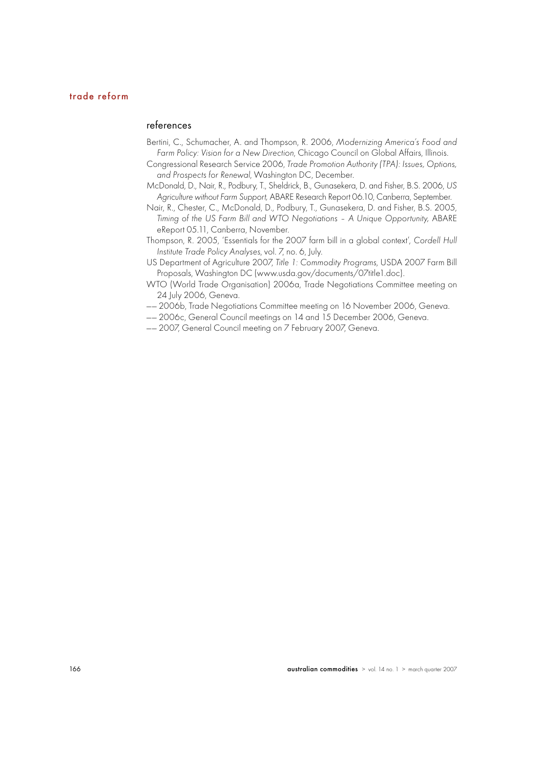## references

Bertini, C., Schumacher, A. and Thompson, R. 2006, *Modernizing America's Food and Farm Policy: Vision for a New Direction*, Chicago Council on Global Affairs, Illinois.

Congressional Research Service 2006, *Trade Promotion Authority (TPA): Issues, Options, and Prospects for Renewal*, Washington DC, December.

McDonald, D., Nair, R., Podbury, T., Sheldrick, B., Gunasekera, D. and Fisher, B.S. 2006, *US Agriculture without Farm Support*, ABARE Research Report 06.10, Canberra, September.

Nair, R., Chester, C., McDonald, D., Podbury, T., Gunasekera, D. and Fisher, B.S. 2005, *Timing of the US Farm Bill and WTO Negotiations – A Unique Opportunity*, ABARE eReport 05.11, Canberra, November.

Thompson, R. 2005, 'Essentials for the 2007 farm bill in a global context', *Cordell Hull Institute Trade Policy Analyses*, vol. 7, no. 6, July.

US Department of Agriculture 2007, *Title 1: Commodity Programs*, USDA 2007 Farm Bill Proposals, Washington DC (www.usda.gov/documents/07title1.doc).

WTO (World Trade Organisation) 2006a, Trade Negotiations Committee meeting on 24 July 2006, Geneva.

—— 2006b, Trade Negotiations Committee meeting on 16 November 2006, Geneva.

—— 2006c, General Council meetings on 14 and 15 December 2006, Geneva.

—— 2007, General Council meeting on 7 February 2007, Geneva.